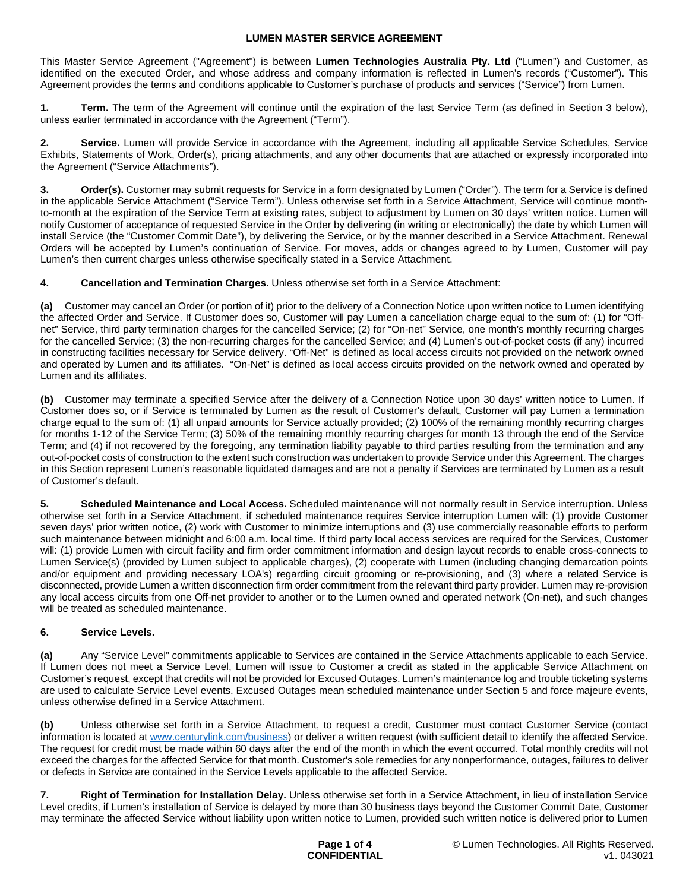# LUMEN MASTER SERVICE AGREEMENT

This Master Service Agreement ("Agreement") is between **Lumen Technologies Australia Pty. Ltd** ("Lumen") and Customer, as identified on the executed Order, and whose address and company information is reflected in Lumen's records ("Customer"). This Agreement provides the terms and conditions applicable to Customer's purchase of products and services ("Service") from Lumen.

**1. Term.** The term of the Agreement will continue until the expiration of the last Service Term (as defined in Section 3 below), unless earlier terminated in accordance with the Agreement ("Term").

**2. Service.** Lumen will provide Service in accordance with the Agreement, including all applicable Service Schedules, Service Exhibits, Statements of Work, Order(s), pricing attachments, and any other documents that are attached or expressly incorporated into the Agreement ("Service Attachments").

**3. Order(s).** Customer may submit requests for Service in a form designated by Lumen ("Order"). The term for a Service is defined in the applicable Service Attachment ("Service Term"). Unless otherwise set forth in a Service Attachment, Service will continue month-to-month at the expiration of the Service Term at existing rates, subject to adjustment by Lumen on 30 days' written notice. Lumen will notify Customer of acceptance of requested Service in the Order by delivering (in writing or electronically) the date by which Lumen will install Service (the "Customer Commit Date"), by delivering the Service, or by the manner described in a Service Attachment. Renewal Orders will be accepted by Lumen's continuation of Service. For moves, adds or changes agreed to by Lumen, Customer will pay Lumen's then current charges unless otherwise specifically stated in a Service Attachment.

**4. Cancellation and Termination Charges.** Unless otherwise set forth in a Service Attachment:

**(a)** Customer may cancel an Order (or portion of it) prior to the delivery of a Connection Notice upon written notice to Lumen identifying the affected Order and Service. If Customer does so, Customer will pay Lumen a cancellation charge equal to the sum of: (1) for "Off-net" Service, third party termination charges for the cancelled Service; (2) for "On-net" Service, one month's monthly recurring charges for the cancelled Service; (3) the non-recurring charges for the cancelled Service; and (4) Lumen's out-of-pocket costs (if any) incurred in constructing facilities necessary for Service delivery. "Off-Net" is defined as local access circuits not provided on the network owned and operated by Lumen and its affiliates. "On-Net" is defined as local access circuits provided on the network owned and operated by Lumen and its affiliates.

**(b)** Customer may terminate a specified Service after the delivery of a Connection Notice upon 30 days' written notice to Lumen. If Customer does so, or if Service is terminated by Lumen as the result of Customer's default, Customer will pay Lumen a termination charge equal to the sum of: (1) all unpaid amounts for Service actually provided; (2) 100% of the remaining monthly recurring charges for months 1-12 of the Service Term; (3) 50% of the remaining monthly recurring charges for month 13 through the end of the Service Term; and (4) if not recovered by the foregoing, any termination liability payable to third parties resulting from the termination and any out-of-pocket costs of construction to the extent such construction was undertaken to provide Service under this Agreement. The charges in this Section represent Lumen's reasonable liquidated damages and are not a penalty if Services are terminated by Lumen as a result of Customer's default.

**5. Scheduled Maintenance and Local Access.** Scheduled maintenance will not normally result in Service interruption. Unless otherwise set forth in a Service Attachment, if scheduled maintenance requires Service interruption Lumen will: (1) provide Customer seven days' prior written notice, (2) work with Customer to minimize interruptions and (3) use commercially reasonable efforts to perform such maintenance between midnight and 6:00 a.m. local time. If third party local access services are required for the Services, Customer will: (1) provide Lumen with circuit facility and firm order commitment information and design layout records to enable cross-connects to Lumen Service(s) (provided by Lumen subject to applicable charges), (2) cooperate with Lumen (including changing demarcation points and/or equipment and providing necessary LOA's) regarding circuit grooming or re-provisioning, and (3) where a related Service is disconnected, provide Lumen a written disconnection firm order commitment from the relevant third party provider. Lumen may re-provision any local access circuits from one Off-net provider to another or to the Lumen owned and operated network (On-net), and such changes will be treated as scheduled maintenance.

**6. Service Levels.**

**(a)** Any "Service Level" commitments applicable to Services are contained in the Service Attachments applicable to each Service. If Lumen does not meet a Service Level, Lumen will issue to Customer a credit as stated in the applicable Service Attachment on Customer's request, except that credits will not be provided for Excused Outages. Lumen's maintenance log and trouble ticketing systems are used to calculate Service Level events. Excused Outages mean scheduled maintenance under Section 5 and force majeure events, unless otherwise defined in a Service Attachment.

**(b)** Unless otherwise set forth in a Service Attachment, to request a credit, Customer must contact Customer Service (contact information is located at www.centurylink.com/business) or deliver a written request (with sufficient detail to identify the affected Service. The request for credit must be made within 60 days after the end of the month in which the event occurred. Total monthly credits will not exceed the charges for the affected Service for that month. Customer's sole remedies for any nonperformance, outages, failures to deliver or defects in Service are contained in the Service Levels applicable to the affected Service.

**7. Right of Termination for Installation Delay.** Unless otherwise set forth in a Service Attachment, in lieu of installation Service Level credits, if Lumen's installation of Service is delayed by more than 30 business days beyond the Customer Commit Date, Customer may terminate the affected Service without liability upon written notice to Lumen, provided such written notice is delivered prior to Lumen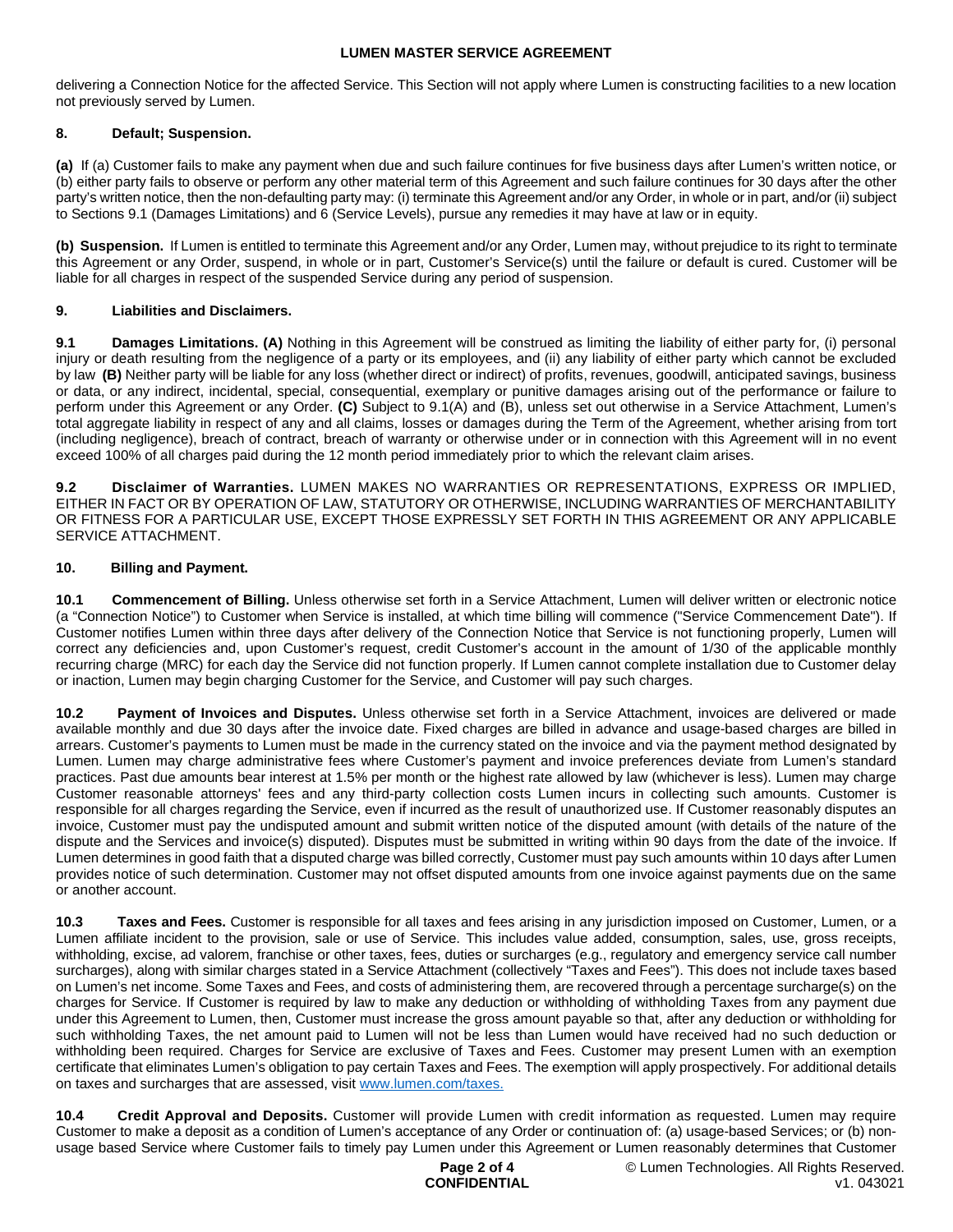delivering a Connection Notice for the affected Service. This Section will not apply where Lumen is constructing facilities to a new location not previously served by Lumen.

## 8. Default; Suspension.

**(a)** If (a) Customer fails to make any payment when due and such failure continues for five business days after Lumen's written notice, or (b) either party fails to observe or perform any other material term of this Agreement and such failure continues for 30 days after the other party's written notice, then the non-defaulting party may: (i) terminate this Agreement and/or any Order, in whole or in part, and/or (ii) subject to Sections 9.1 (Damages Limitations) and 6 (Service Levels), pursue any remedies it may have at law or in equity.

**(b) Suspension.** If Lumen is entitled to terminate this Agreement and/or any Order, Lumen may, without prejudice to its right to terminate this Agreement or any Order, suspend, in whole or in part, Customer's Service(s) until the failure or default is cured. Customer will be liable for all charges in respect of the suspended Service during any period of suspension.

## 9. Liabilities and Disclaimers.

**9.1 Damages Limitations. (A)** Nothing in this Agreement will be construed as limiting the liability of either party for, (i) personal injury or death resulting from the negligence of a party or its employees, and (ii) any liability of either party which cannot be excluded by law **(B)** Neither party will be liable for any loss (whether direct or indirect) of profits, revenues, goodwill, anticipated savings, business or data, or any indirect, incidental, special, consequential, exemplary or punitive damages arising out of the performance or failure to perform under this Agreement or any Order. **(C)** Subject to 9.1(A) and (B), unless set out otherwise in a Service Attachment, Lumen's total aggregate liability in respect of any and all claims, losses or damages during the Term of the Agreement, whether arising from tort (including negligence), breach of contract, breach of warranty or otherwise under or in connection with this Agreement will in no event exceed 100% of all charges paid during the 12 month period immediately prior to which the relevant claim arises.

**9.2 Disclaimer of Warranties.** LUMEN MAKES NO WARRANTIES OR REPRESENTATIONS, EXPRESS OR IMPLIED, EITHER IN FACT OR BY OPERATION OF LAW, STATUTORY OR OTHERWISE, INCLUDING WARRANTIES OF MERCHANTABILITY OR FITNESS FOR A PARTICULAR USE, EXCEPT THOSE EXPRESSLY SET FORTH IN THIS AGREEMENT OR ANY APPLICABLE SERVICE ATTACHMENT.

## 10. Billing and Payment.

**10.1 Commencement of Billing.** Unless otherwise set forth in a Service Attachment, Lumen will deliver written or electronic notice (a "Connection Notice") to Customer when Service is installed, at which time billing will commence ("Service Commencement Date"). If Customer notifies Lumen within three days after delivery of the Connection Notice that Service is not functioning properly, Lumen will correct any deficiencies and, upon Customer's request, credit Customer's account in the amount of 1/30 of the applicable monthly recurring charge (MRC) for each day the Service did not function properly. If Lumen cannot complete installation due to Customer delay or inaction, Lumen may begin charging Customer for the Service, and Customer will pay such charges.

**10.2 Payment of Invoices and Disputes.** Unless otherwise set forth in a Service Attachment, invoices are delivered or made available monthly and due 30 days after the invoice date. Fixed charges are billed in advance and usage-based charges are billed in arrears. Customer's payments to Lumen must be made in the currency stated on the invoice and via the payment method designated by Lumen. Lumen may charge administrative fees where Customer's payment and invoice preferences deviate from Lumen's standard practices. Past due amounts bear interest at 1.5% per month or the highest rate allowed by law (whichever is less). Lumen may charge Customer reasonable attorneys' fees and any third-party collection costs Lumen incurs in collecting such amounts. Customer is responsible for all charges regarding the Service, even if incurred as the result of unauthorized use. If Customer reasonably disputes an invoice, Customer must pay the undisputed amount and submit written notice of the disputed amount (with details of the nature of the dispute and the Services and invoice(s) disputed). Disputes must be submitted in writing within 90 days from the date of the invoice. If Lumen determines in good faith that a disputed charge was billed correctly, Customer must pay such amounts within 10 days after Lumen provides notice of such determination. Customer may not offset disputed amounts from one invoice against payments due on the same or another account.

**10.3 Taxes and Fees.** Customer is responsible for all taxes and fees arising in any jurisdiction imposed on Customer, Lumen, or a Lumen affiliate incident to the provision, sale or use of Service. This includes value added, consumption, sales, use, gross receipts, withholding, excise, ad valorem, franchise or other taxes, fees, duties or surcharges (e.g., regulatory and emergency service call number surcharges), along with similar charges stated in a Service Attachment (collectively "Taxes and Fees"). This does not include taxes based on Lumen's net income. Some Taxes and Fees, and costs of administering them, are recovered through a percentage surcharge(s) on the charges for Service. If Customer is required by law to make any deduction or withholding of withholding Taxes from any payment due under this Agreement to Lumen, then, Customer must increase the gross amount payable so that, after any deduction or withholding for such withholding Taxes, the net amount paid to Lumen will not be less than Lumen would have received had no such deduction or withholding been required. Charges for Service are exclusive of Taxes and Fees. Customer may present Lumen with an exemption certificate that eliminates Lumen's obligation to pay certain Taxes and Fees. The exemption will apply prospectively. For additional details on taxes and surcharges that are assessed, visit [www.lumen.com/taxes.](http://www.lumen.com/taxes)

**10.4 Credit Approval and Deposits.** Customer will provide Lumen with credit information as requested. Lumen may require Customer to make a deposit as a condition of Lumen's acceptance of any Order or continuation of: (a) usage-based Services; or (b) non-usage based Service where Customer fails to timely pay Lumen under this Agreement or Lumen reasonably determines that Customer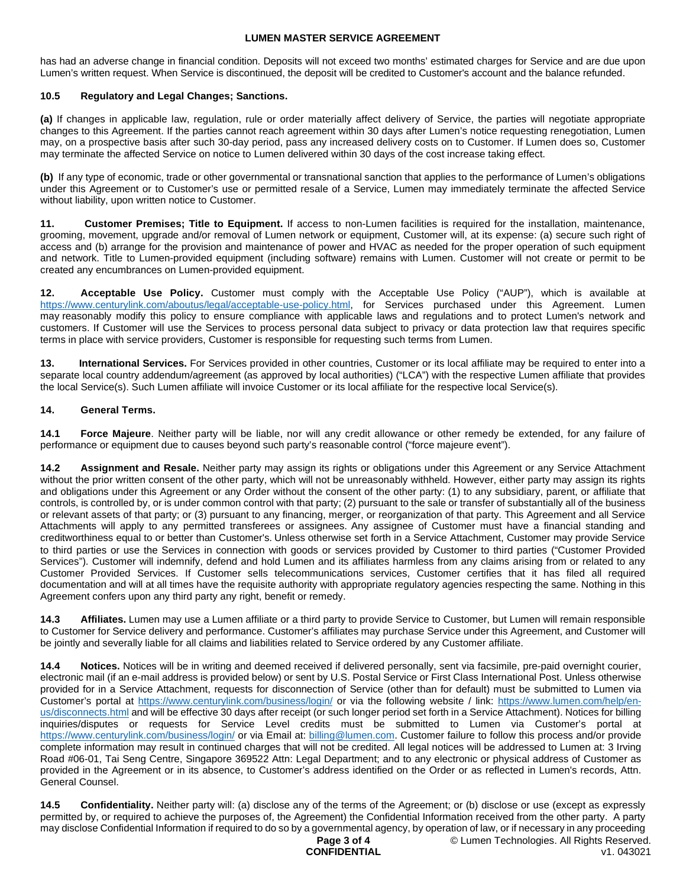has had an adverse change in financial condition. Deposits will not exceed two months' estimated charges for Service and are due upon Lumen's written request. When Service is discontinued, the deposit will be credited to Customer's account and the balance refunded.

**10.5 Regulatory and Legal Changes; Sanctions.**

**(a)** If changes in applicable law, regulation, rule or order materially affect delivery of Service, the parties will negotiate appropriate changes to this Agreement. If the parties cannot reach agreement within 30 days after Lumen's notice requesting renegotiation, Lumen may, on a prospective basis after such 30-day period, pass any increased delivery costs on to Customer. If Lumen does so, Customer may terminate the affected Service on notice to Lumen delivered within 30 days of the cost increase taking effect.

**(b)** If any type of economic, trade or other governmental or transnational sanction that applies to the performance of Lumen's obligations under this Agreement or to Customer's use or permitted resale of a Service, Lumen may immediately terminate the affected Service without liability, upon written notice to Customer.

**11. Customer Premises; Title to Equipment.** If access to non-Lumen facilities is required for the installation, maintenance, grooming, movement, upgrade and/or removal of Lumen network or equipment, Customer will, at its expense: (a) secure such right of access and (b) arrange for the provision and maintenance of power and HVAC as needed for the proper operation of such equipment and network. Title to Lumen-provided equipment (including software) remains with Lumen. Customer will not create or permit to be created any encumbrances on Lumen-provided equipment.

**12. Acceptable Use Policy.** Customer must comply with the Acceptable Use Policy ("AUP"), which is available at https://www.centurylink.com/aboutus/legal/acceptable-use-policy.html, for Services purchased under this Agreement. Lumen may reasonably modify this policy to ensure compliance with applicable laws and regulations and to protect Lumen's network and customers. If Customer will use the Services to process personal data subject to privacy or data protection law that requires specific terms in place with service providers, Customer is responsible for requesting such terms from Lumen.

**13. International Services.** For Services provided in other countries, Customer or its local affiliate may be required to enter into a separate local country addendum/agreement (as approved by local authorities) ("LCA") with the respective Lumen affiliate that provides the local Service(s). Such Lumen affiliate will invoice Customer or its local affiliate for the respective local Service(s).

**14. General Terms.**

**14.1 Force Majeure**. Neither party will be liable, nor will any credit allowance or other remedy be extended, for any failure of performance or equipment due to causes beyond such party's reasonable control ("force majeure event").

**14.2 Assignment and Resale.** Neither party may assign its rights or obligations under this Agreement or any Service Attachment without the prior written consent of the other party, which will not be unreasonably withheld. However, either party may assign its rights and obligations under this Agreement or any Order without the consent of the other party: (1) to any subsidiary, parent, or affiliate that controls, is controlled by, or is under common control with that party; (2) pursuant to the sale or transfer of substantially all of the business or relevant assets of that party; or (3) pursuant to any financing, merger, or reorganization of that party. This Agreement and all Service Attachments will apply to any permitted transferees or assignees. Any assignee of Customer must have a financial standing and creditworthiness equal to or better than Customer's. Unless otherwise set forth in a Service Attachment, Customer may provide Service to third parties or use the Services in connection with goods or services provided by Customer to third parties ("Customer Provided Services"). Customer will indemnify, defend and hold Lumen and its affiliates harmless from any claims arising from or related to any Customer Provided Services. If Customer sells telecommunications services, Customer certifies that it has filed all required documentation and will at all times have the requisite authority with appropriate regulatory agencies respecting the same. Nothing in this Agreement confers upon any third party any right, benefit or remedy.

**14.3 Affiliates.** Lumen may use a Lumen affiliate or a third party to provide Service to Customer, but Lumen will remain responsible to Customer for Service delivery and performance. Customer's affiliates may purchase Service under this Agreement, and Customer will be jointly and severally liable for all claims and liabilities related to Service ordered by any Customer affiliate.

**14.4 Notices.** Notices will be in writing and deemed received if delivered personally, sent via facsimile, pre-paid overnight courier, electronic mail (if an e-mail address is provided below) or sent by U.S. Postal Service or First Class International Post. Unless otherwise provided for in a Service Attachment, requests for disconnection of Service (other than for default) must be submitted to Lumen via Customer's portal at https://www.centurylink.com/business/login/ or via the following website / link: https://www.lumen.com/help/en-us/disconnects.html and will be effective 30 days after receipt (or such longer period set forth in a Service Attachment). Notices for billing inquiries/disputes or requests for Service Level credits must be submitted to Lumen via Customer's portal at https://www.centurylink.com/business/login/ or via Email at: billing@lumen.com. Customer failure to follow this process and/or provide complete information may result in continued charges that will not be credited. All legal notices will be addressed to Lumen at: 3 Irving Road #06-01, Tai Seng Centre, Singapore 369522 Attn: Legal Department; and to any electronic or physical address of Customer as provided in the Agreement or in its absence, to Customer's address identified on the Order or as reflected in Lumen's records, Attn. General Counsel.

**14.5 Confidentiality.** Neither party will: (a) disclose any of the terms of the Agreement; or (b) disclose or use (except as expressly permitted by, or required to achieve the purposes of, the Agreement) the Confidential Information received from the other party. A party may disclose Confidential Information if required to do so by a governmental agency, by operation of law, or if necessary in any proceeding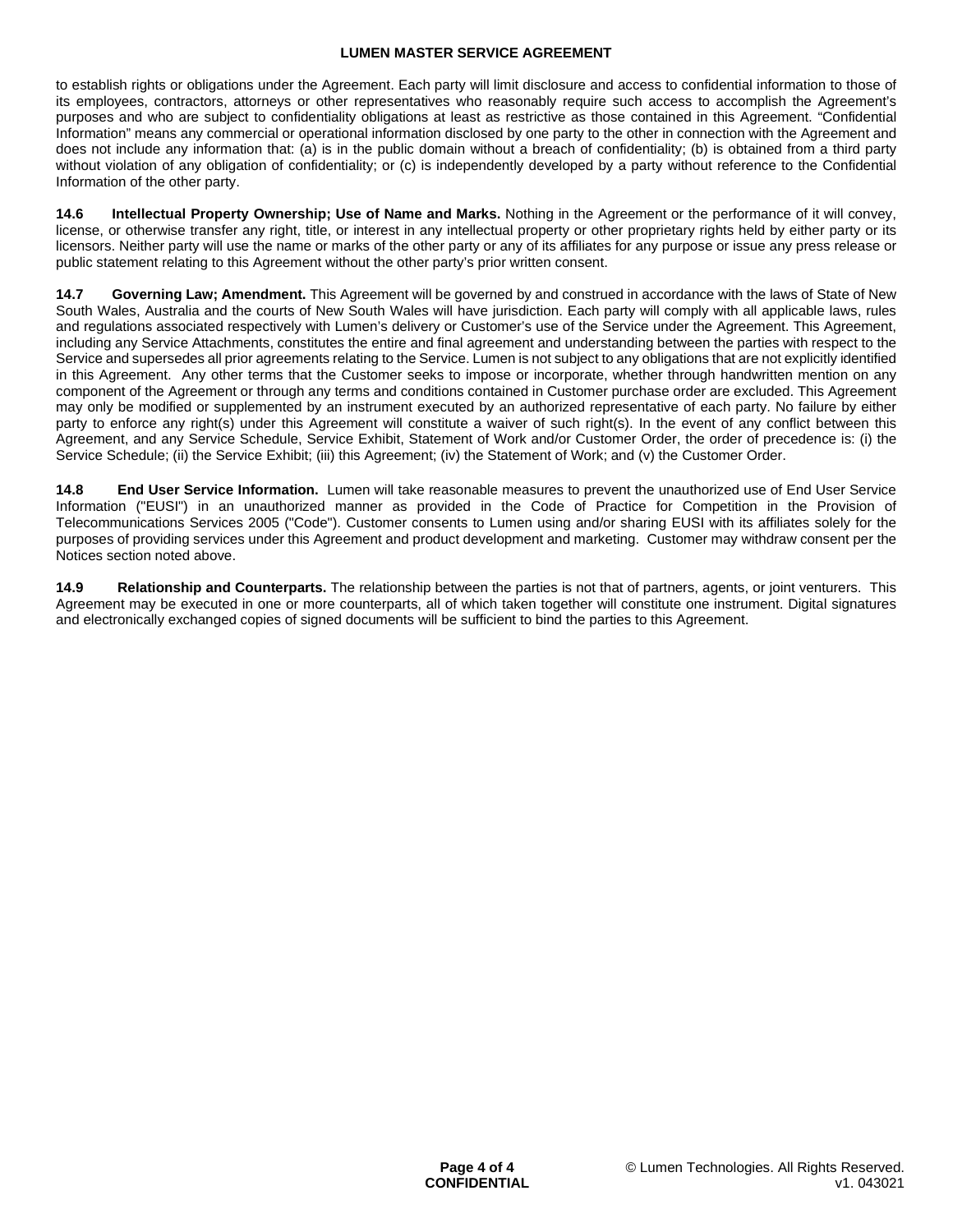to establish rights or obligations under the Agreement. Each party will limit disclosure and access to confidential information to those of its employees, contractors, attorneys or other representatives who reasonably require such access to accomplish the Agreement's purposes and who are subject to confidentiality obligations at least as restrictive as those contained in this Agreement. "Confidential Information" means any commercial or operational information disclosed by one party to the other in connection with the Agreement and does not include any information that: (a) is in the public domain without a breach of confidentiality; (b) is obtained from a third party without violation of any obligation of confidentiality; or (c) is independently developed by a party without reference to the Confidential Information of the other party.

**14.6 Intellectual Property Ownership; Use of Name and Marks.** Nothing in the Agreement or the performance of it will convey, license, or otherwise transfer any right, title, or interest in any intellectual property or other proprietary rights held by either party or its licensors. Neither party will use the name or marks of the other party or any of its affiliates for any purpose or issue any press release or public statement relating to this Agreement without the other party's prior written consent.

**14.7 Governing Law; Amendment.** This Agreement will be governed by and construed in accordance with the laws of State of New South Wales, Australia and the courts of New South Wales will have jurisdiction. Each party will comply with all applicable laws, rules and regulations associated respectively with Lumen's delivery or Customer's use of the Service under the Agreement. This Agreement, including any Service Attachments, constitutes the entire and final agreement and understanding between the parties with respect to the Service and supersedes all prior agreements relating to the Service. Lumen is not subject to any obligations that are not explicitly identified in this Agreement. Any other terms that the Customer seeks to impose or incorporate, whether through handwritten mention on any component of the Agreement or through any terms and conditions contained in Customer purchase order are excluded. This Agreement may only be modified or supplemented by an instrument executed by an authorized representative of each party. No failure by either party to enforce any right(s) under this Agreement will constitute a waiver of such right(s). In the event of any conflict between this Agreement, and any Service Schedule, Service Exhibit, Statement of Work and/or Customer Order, the order of precedence is: (i) the Service Schedule; (ii) the Service Exhibit; (iii) this Agreement; (iv) the Statement of Work; and (v) the Customer Order.

**14.8 End User Service Information.** Lumen will take reasonable measures to prevent the unauthorized use of End User Service Information ("EUSI") in an unauthorized manner as provided in the Code of Practice for Competition in the Provision of Telecommunications Services 2005 ("Code"). Customer consents to Lumen using and/or sharing EUSI with its affiliates solely for the purposes of providing services under this Agreement and product development and marketing. Customer may withdraw consent per the Notices section noted above.

**14.9 Relationship and Counterparts.** The relationship between the parties is not that of partners, agents, or joint venturers. This Agreement may be executed in one or more counterparts, all of which taken together will constitute one instrument. Digital signatures and electronically exchanged copies of signed documents will be sufficient to bind the parties to this Agreement.